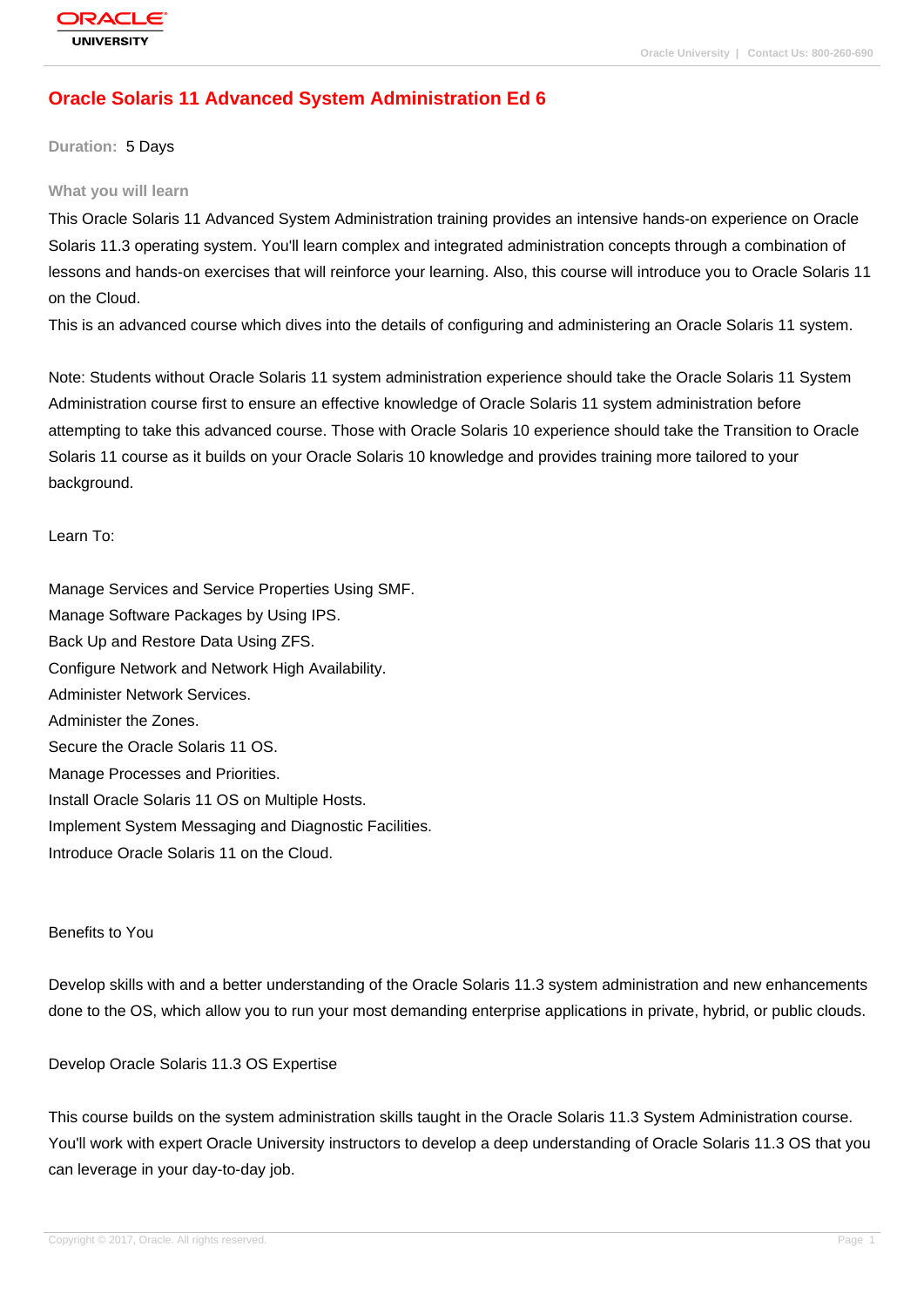# Oracle Solaris 11 Advanced System Administration Ed 6

**Duration:** 5 Days

## What you will learn

This Oracle Solaris 11 Advanced System Administration training provides an intensive hands-on experience on Oracle Solaris 11.3 operating system. You'll learn complex and integrated administration concepts through a combination of lessons and hands-on exercises that will reinforce your learning. Also, this course will introduce you to Oracle Solaris 11 on the Cloud.

This is an advanced course which dives into the details of configuring and administering an Oracle Solaris 11 system.

Note: Students without Oracle Solaris 11 system administration experience should take the Oracle Solaris 11 System Administration course first to ensure an effective knowledge of Oracle Solaris 11 system administration before attempting to take this advanced course. Those with Oracle Solaris 10 experience should take the Transition to Oracle Solaris 11 course as it builds on your Oracle Solaris 10 knowledge and provides training more tailored to your background.

Learn To:

Manage Services and Service Properties Using SMF.
Manage Software Packages by Using IPS.
Back Up and Restore Data Using ZFS.
Configure Network and Network High Availability.
Administer Network Services.
Administer the Zones.
Secure the Oracle Solaris 11 OS.
Manage Processes and Priorities.
Install Oracle Solaris 11 OS on Multiple Hosts.
Implement System Messaging and Diagnostic Facilities.
Introduce Oracle Solaris 11 on the Cloud.

Benefits to You

Develop skills with and a better understanding of the Oracle Solaris 11.3 system administration and new enhancements done to the OS, which allow you to run your most demanding enterprise applications in private, hybrid, or public clouds.

Develop Oracle Solaris 11.3 OS Expertise

This course builds on the system administration skills taught in the Oracle Solaris 11.3 System Administration course. You'll work with expert Oracle University instructors to develop a deep understanding of Oracle Solaris 11.3 OS that you can leverage in your day-to-day job.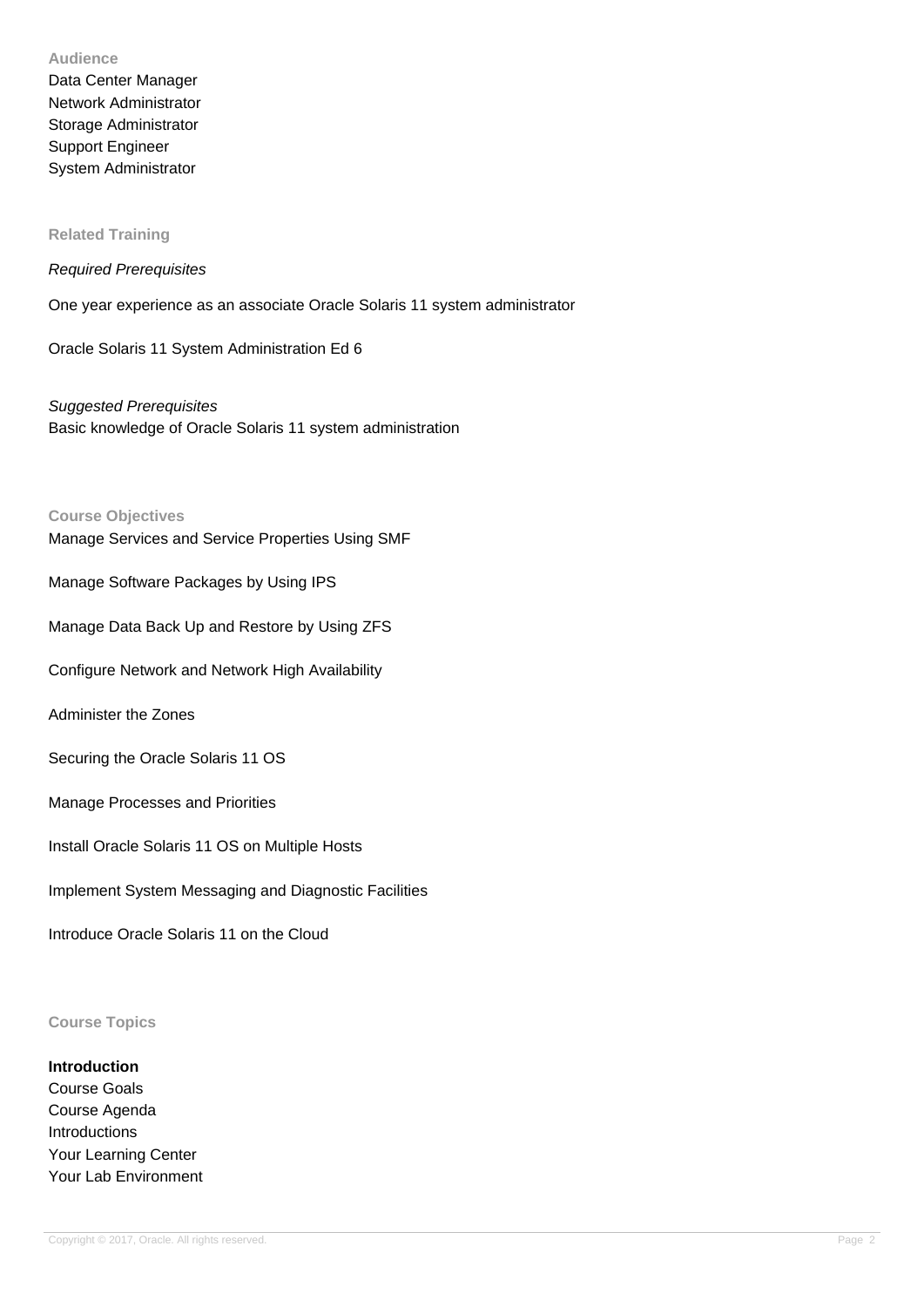## Audience

Data Center Manager
Network Administrator
Storage Administrator
Support Engineer
System Administrator

## Related Training

*Required Prerequisites*

One year experience as an associate Oracle Solaris 11 system administrator

Oracle Solaris 11 System Administration Ed 6

*Suggested Prerequisites*

Basic knowledge of Oracle Solaris 11 system administration

## Course Objectives

Manage Services and Service Properties Using SMF

Manage Software Packages by Using IPS

Manage Data Back Up and Restore by Using ZFS

Configure Network and Network High Availability

Administer the Zones

Securing the Oracle Solaris 11 OS

Manage Processes and Priorities

Install Oracle Solaris 11 OS on Multiple Hosts

Implement System Messaging and Diagnostic Facilities

Introduce Oracle Solaris 11 on the Cloud

## Course Topics

**Introduction**

Course Goals
Course Agenda
Introductions
Your Learning Center
Your Lab Environment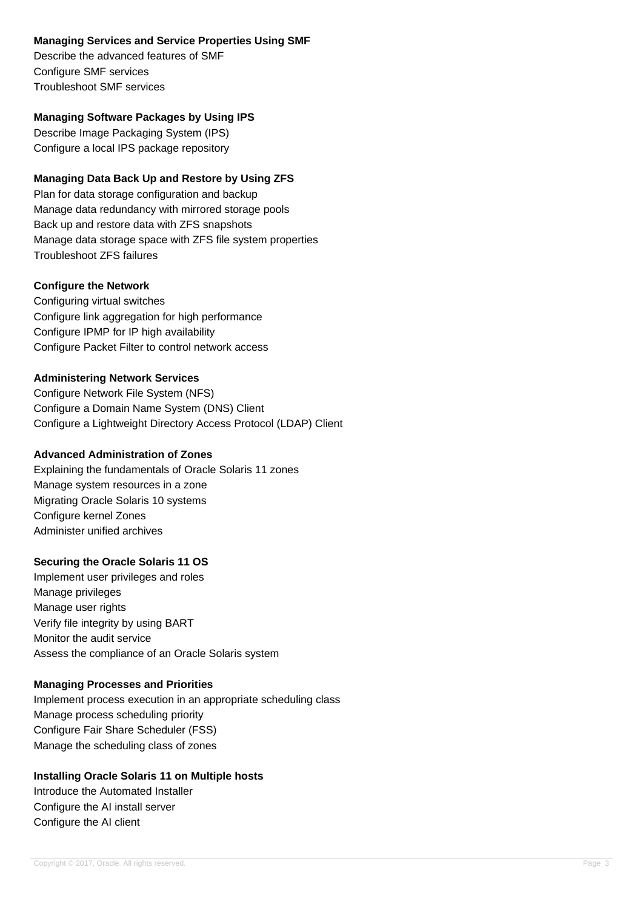**Managing Services and Service Properties Using SMF**

Describe the advanced features of SMF
Configure SMF services
Troubleshoot SMF services

**Managing Software Packages by Using IPS**

Describe Image Packaging System (IPS)
Configure a local IPS package repository

**Managing Data Back Up and Restore by Using ZFS**

Plan for data storage configuration and backup
Manage data redundancy with mirrored storage pools
Back up and restore data with ZFS snapshots
Manage data storage space with ZFS file system properties
Troubleshoot ZFS failures

**Configure the Network**

Configuring virtual switches
Configure link aggregation for high performance
Configure IPMP for IP high availability
Configure Packet Filter to control network access

**Administering Network Services**

Configure Network File System (NFS)
Configure a Domain Name System (DNS) Client
Configure a Lightweight Directory Access Protocol (LDAP) Client

**Advanced Administration of Zones**

Explaining the fundamentals of Oracle Solaris 11 zones
Manage system resources in a zone
Migrating Oracle Solaris 10 systems
Configure kernel Zones
Administer unified archives

**Securing the Oracle Solaris 11 OS**

Implement user privileges and roles
Manage privileges
Manage user rights
Verify file integrity by using BART
Monitor the audit service
Assess the compliance of an Oracle Solaris system

**Managing Processes and Priorities**

Implement process execution in an appropriate scheduling class
Manage process scheduling priority
Configure Fair Share Scheduler (FSS)
Manage the scheduling class of zones

**Installing Oracle Solaris 11 on Multiple hosts**

Introduce the Automated Installer
Configure the AI install server
Configure the AI client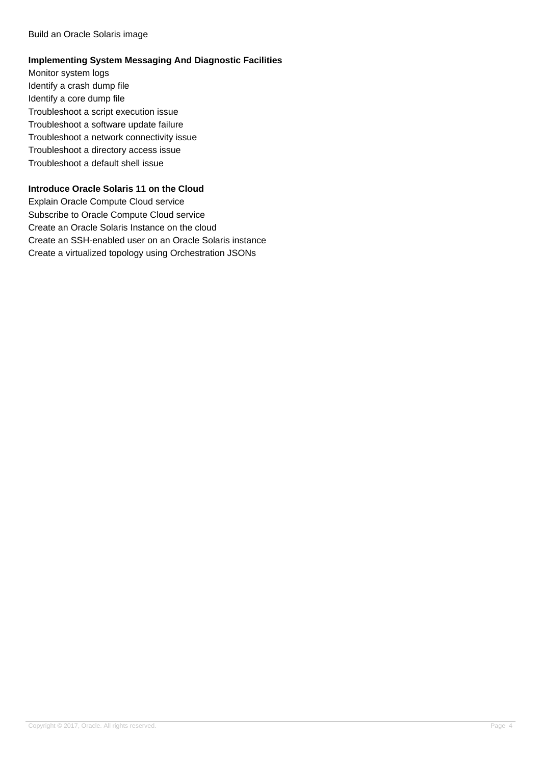Build an Oracle Solaris image

**Implementing System Messaging And Diagnostic Facilities**

Monitor system logs
Identify a crash dump file
Identify a core dump file
Troubleshoot a script execution issue
Troubleshoot a software update failure
Troubleshoot a network connectivity issue
Troubleshoot a directory access issue
Troubleshoot a default shell issue

**Introduce Oracle Solaris 11 on the Cloud**

Explain Oracle Compute Cloud service
Subscribe to Oracle Compute Cloud service
Create an Oracle Solaris Instance on the cloud
Create an SSH-enabled user on an Oracle Solaris instance
Create a virtualized topology using Orchestration JSONs